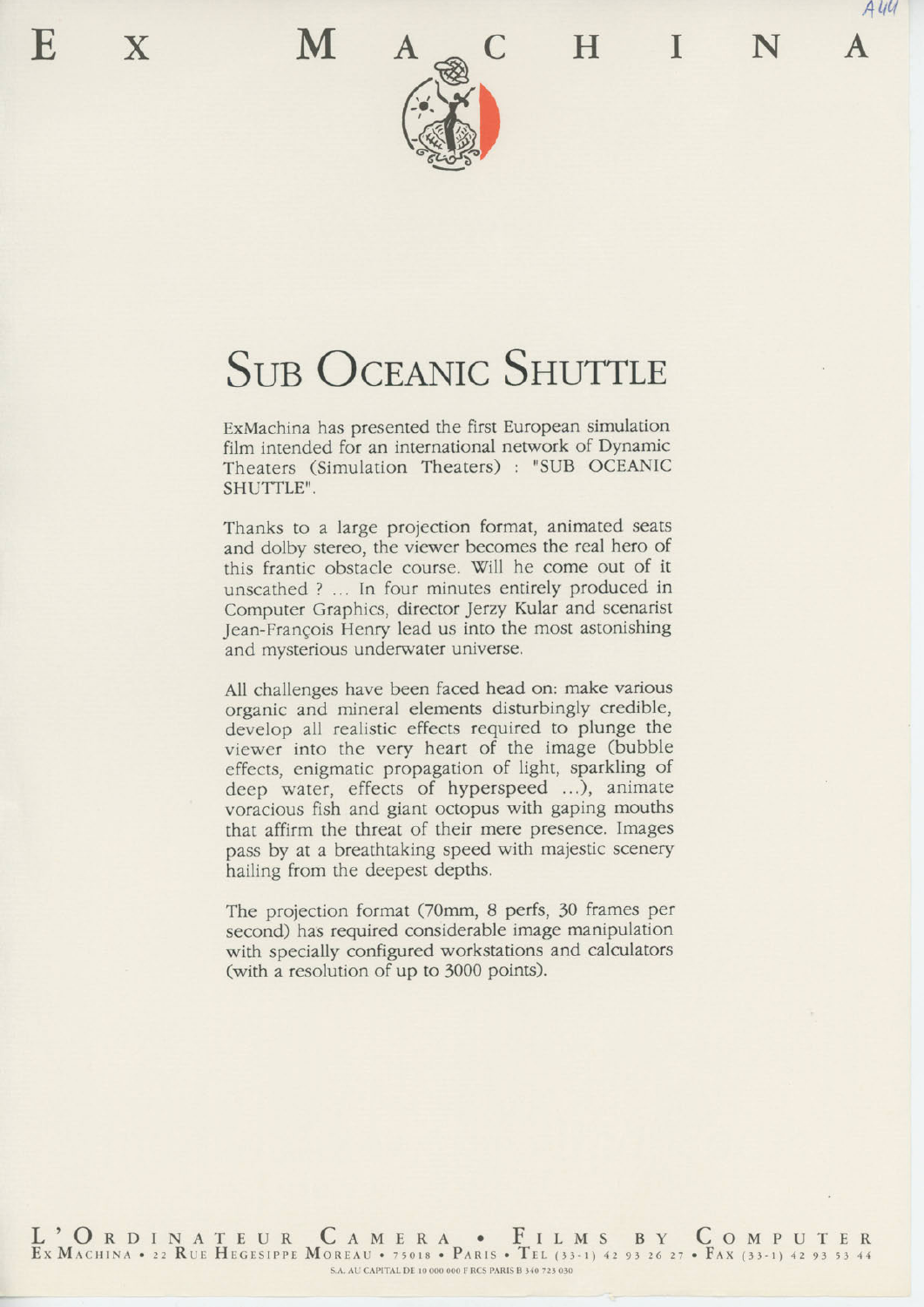# EX MACHINA

## SUB OCEANIC SHUTTLE

ExMachina has presented the first European simulation film intended for an international network of Dynamic Theaters (Simulation Theaters) : "SUB OCEANIC SHUTTLE".

Thanks to a large projection format, animated seats and dolby stereo, the viewer becomes the real hero of this frantic obstacle course. Will he come out of it unscathed ? ... In four minutes entirely produced in Computer Graphics, director Jerzy Kular and scenarist Jean-François Henry lead us into the most astonishing and mysterious underwater universe.

All challenges have been faced head on: make various organic and mineral elements disturbingly credible, develop all realistic effects required to plunge the viewer into the very heart of the image (bubble effects, enigmatic propagation of light, sparkling of deep water, effects of hyperspeed ...), animate voracious fish and giant octopus with gaping mouths that affirm the threat of their mere presence. Images pass by at a breathtaking speed with majestic scenery hailing from the deepest depths.

The projection format (70mm, 8 perfs, 30 frames per second) has required considerable image manipulation with specially configured workstations and calculators (with a resolution of up to 3000 points).

L'ORDINATEUR CAMERA • FILMS BY COMPUTER
EX MACHINA • 22 RUE HEGESIPPE MOREAU • 75018 • PARIS • TEL (33-1) 42 93 26 27 • FAX (33-1) 42 93 53 44
S.A. AU CAPITAL DE 10 000 000 F RCS PARIS B 340 723 030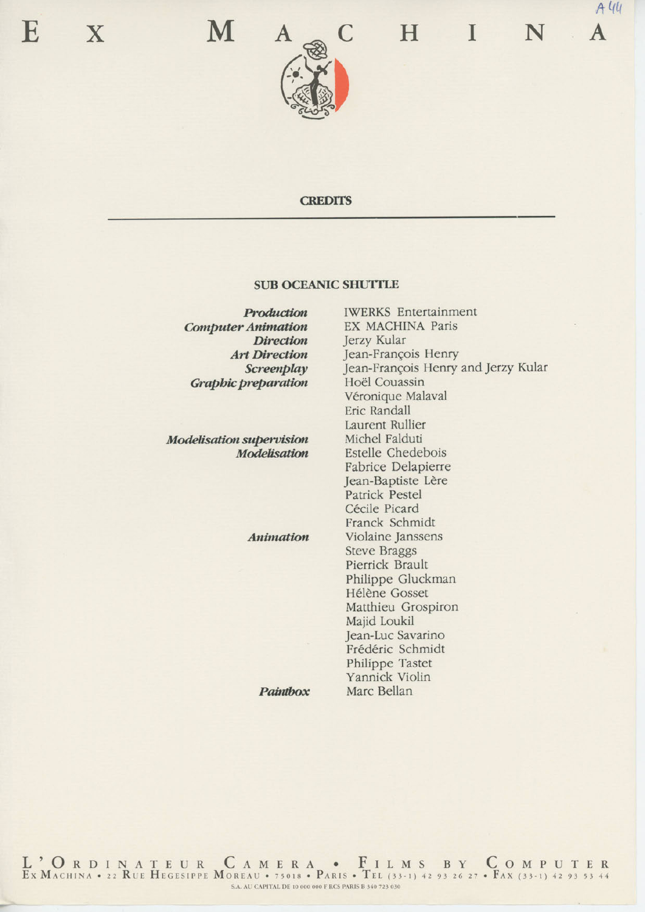## CREDITS

### SUB OCEANIC SHUTTLE

| | |
|---|---|
| ***Production*** | IWERKS Entertainment |
| ***Computer Animation*** | EX MACHINA Paris |
| ***Direction*** | Jerzy Kular |
| ***Art Direction*** | Jean-François Henry |
| ***Screenplay*** | Jean-François Henry and Jerzy Kular |
| ***Graphic preparation*** | Hoël Couassin |
| | Véronique Malaval |
| | Eric Randall |
| | Laurent Rullier |
| ***Modelisation supervision*** | Michel Falduti |
| ***Modelisation*** | Estelle Chedebois |
| | Fabrice Delapierre |
| | Jean-Baptiste Lère |
| | Patrick Pestel |
| | Cécile Picard |
| | Franck Schmidt |
| ***Animation*** | Violaine Janssens |
| | Steve Braggs |
| | Pierrick Brault |
| | Philippe Gluckman |
| | Hélène Gosset |
| | Matthieu Grospiron |
| | Majid Loukil |
| | Jean-Luc Savarino |
| | Frédéric Schmidt |
| | Philippe Tastet |
| | Yannick Violin |
| ***Paintbox*** | Marc Bellan |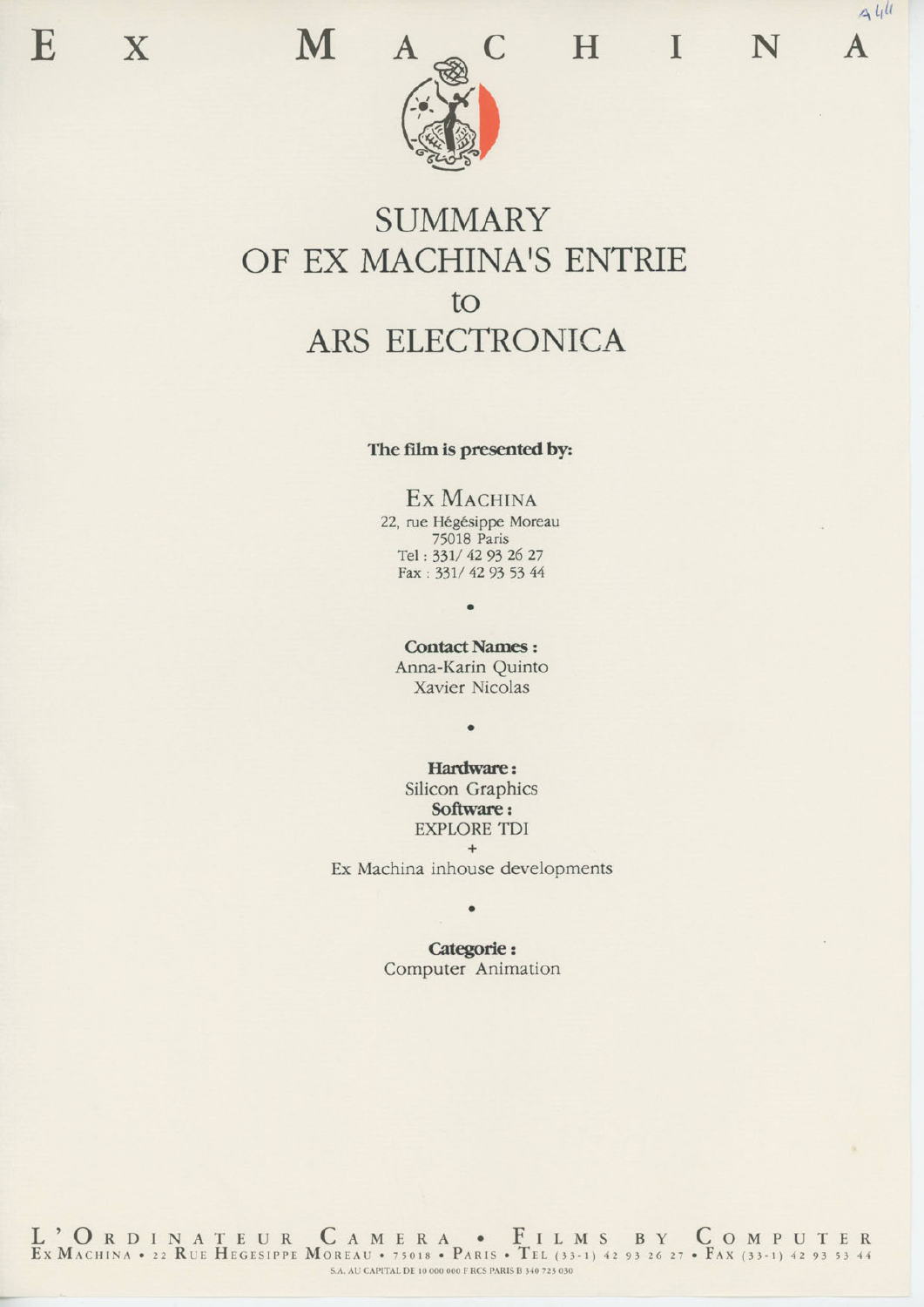# E X M A C H I N A

A44

# SUMMARY
# OF EX MACHINA'S ENTRIE
# to
# ARS ELECTRONICA

**The film is presented by:**

EX MACHINA
22, rue Hégésippe Moreau
75018 Paris
Tel : 331/ 42 93 26 27
Fax : 331/ 42 93 53 44

•

**Contact Names :**
Anna-Karin Quinto
Xavier Nicolas

•

**Hardware :**
Silicon Graphics
**Software :**
EXPLORE TDI
+
Ex Machina inhouse developments

•

**Categorie :**
Computer Animation

L'ORDINATEUR CAMERA • FILMS BY COMPUTER
EX MACHINA • 22 RUE HEGESIPPE MOREAU • 75018 • PARIS • TEL (33-1) 42 93 26 27 • FAX (33-1) 42 93 53 44
S.A. AU CAPITAL DE 10 000 000 F RCS PARIS B 340 725 030